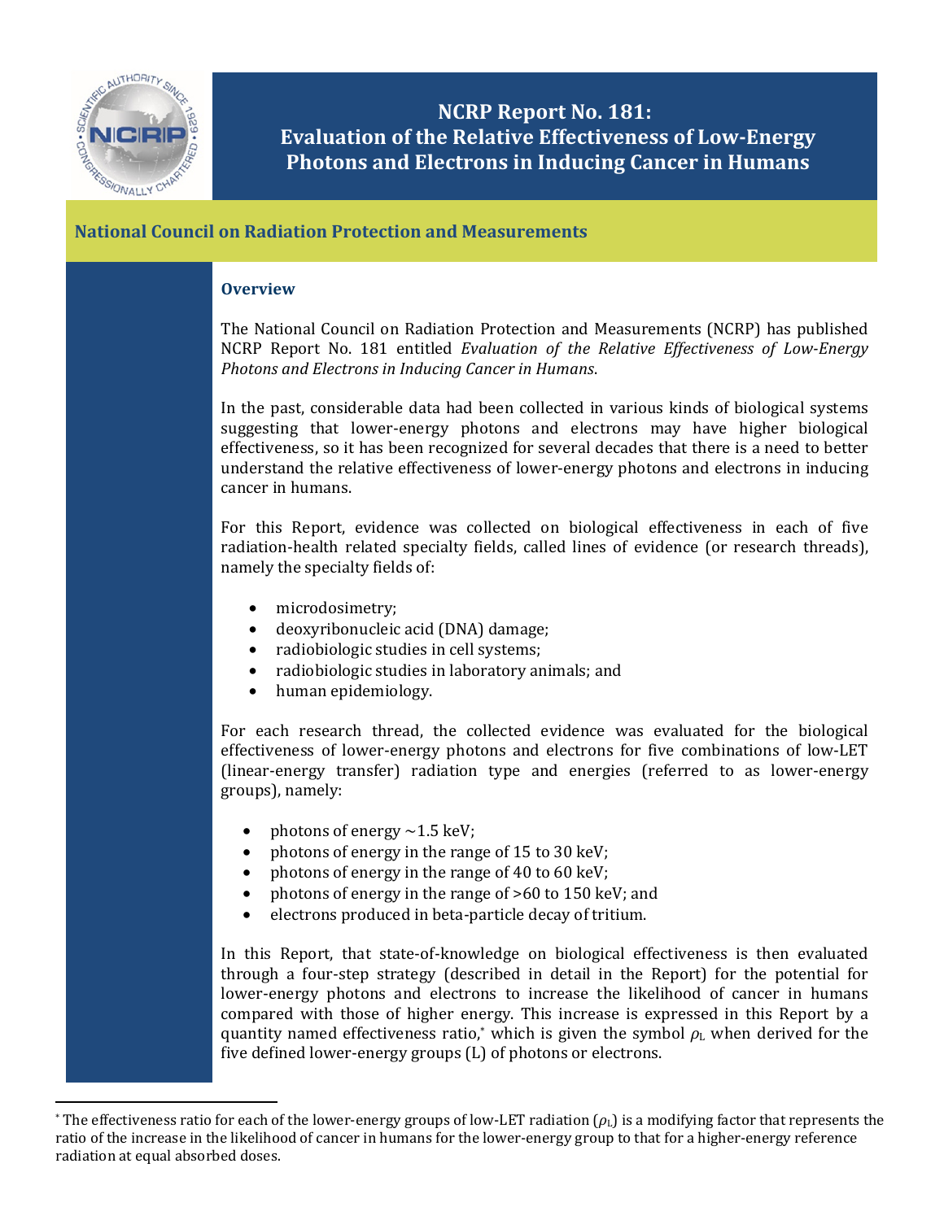# NCRP Report No. 181: Evaluation of the Relative Effectiveness of Low-Energy Photons and Electrons in Inducing Cancer in Humans

## National Council on Radiation Protection and Measurements

### Overview

The National Council on Radiation Protection and Measurements (NCRP) has published NCRP Report No. 181 entitled *Evaluation of the Relative Effectiveness of Low-Energy Photons and Electrons in Inducing Cancer in Humans*.

In the past, considerable data had been collected in various kinds of biological systems suggesting that lower-energy photons and electrons may have higher biological effectiveness, so it has been recognized for several decades that there is a need to better understand the relative effectiveness of lower-energy photons and electrons in inducing cancer in humans.

For this Report, evidence was collected on biological effectiveness in each of five radiation-health related specialty fields, called lines of evidence (or research threads), namely the specialty fields of:

- microdosimetry;
- deoxyribonucleic acid (DNA) damage;
- radiobiologic studies in cell systems;
- radiobiologic studies in laboratory animals; and
- human epidemiology.

For each research thread, the collected evidence was evaluated for the biological effectiveness of lower-energy photons and electrons for five combinations of low-LET (linear-energy transfer) radiation type and energies (referred to as lower-energy groups), namely:

- photons of energy ~1.5 keV;
- photons of energy in the range of 15 to 30 keV;
- photons of energy in the range of 40 to 60 keV;
- photons of energy in the range of >60 to 150 keV; and
- electrons produced in beta-particle decay of tritium.

In this Report, that state-of-knowledge on biological effectiveness is then evaluated through a four-step strategy (described in detail in the Report) for the potential for lower-energy photons and electrons to increase the likelihood of cancer in humans compared with those of higher energy. This increase is expressed in this Report by a quantity named effectiveness ratio,[*] which is given the symbol $\rho_L$ when derived for the five defined lower-energy groups (L) of photons or electrons.

[*] The effectiveness ratio for each of the lower-energy groups of low-LET radiation ($\rho_L$) is a modifying factor that represents the ratio of the increase in the likelihood of cancer in humans for the lower-energy group to that for a higher-energy reference radiation at equal absorbed doses.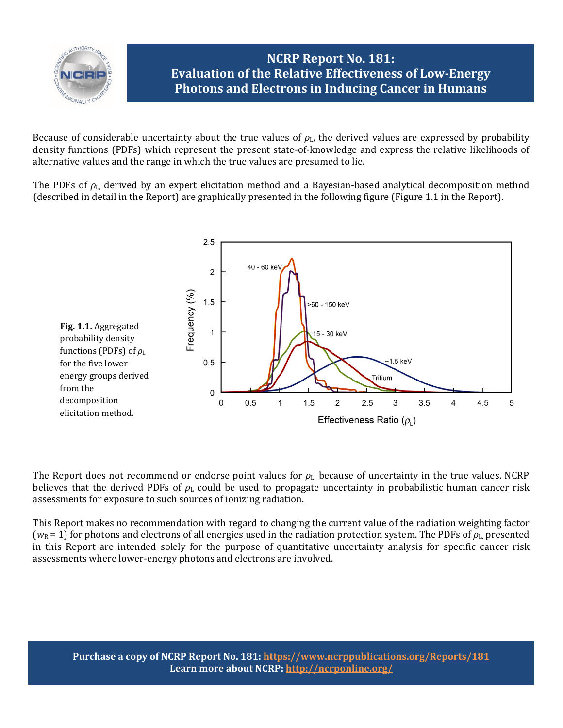# NCRP Report No. 181: Evaluation of the Relative Effectiveness of Low-Energy Photons and Electrons in Inducing Cancer in Humans

Because of considerable uncertainty about the true values of $\rho_L$, the derived values are expressed by probability density functions (PDFs) which represent the present state-of-knowledge and express the relative likelihoods of alternative values and the range in which the true values are presumed to lie.

The PDFs of $\rho_L$ derived by an expert elicitation method and a Bayesian-based analytical decomposition method (described in detail in the Report) are graphically presented in the following figure (Figure 1.1 in the Report).

2.5
2
1.5
1
0.5
0
Frequency (%)
0
0.5
1
1.5
2
2.5
3
3.5
4
4.5
5
Effectiveness Ratio ($\rho_L$)
40 - 60 keV
>60 - 150 keV
15 - 30 keV
~1.5 keV
Tritium

**Fig. 1.1.** Aggregated probability density functions (PDFs) of $\rho_L$ for the five lower-energy groups derived from the decomposition elicitation method.

The Report does not recommend or endorse point values for $\rho_L$ because of uncertainty in the true values. NCRP believes that the derived PDFs of $\rho_L$ could be used to propagate uncertainty in probabilistic human cancer risk assessments for exposure to such sources of ionizing radiation.

This Report makes no recommendation with regard to changing the current value of the radiation weighting factor ($w_R = 1$) for photons and electrons of all energies used in the radiation protection system. The PDFs of $\rho_L$ presented in this Report are intended solely for the purpose of quantitative uncertainty analysis for specific cancer risk assessments where lower-energy photons and electrons are involved.

**Purchase a copy of NCRP Report No. 181: [https://www.ncrppublications.org/Reports/181](https://www.ncrppublications.org/Reports/181)**
**Learn more about NCRP: [http://ncrponline.org/](http://ncrponline.org/)**